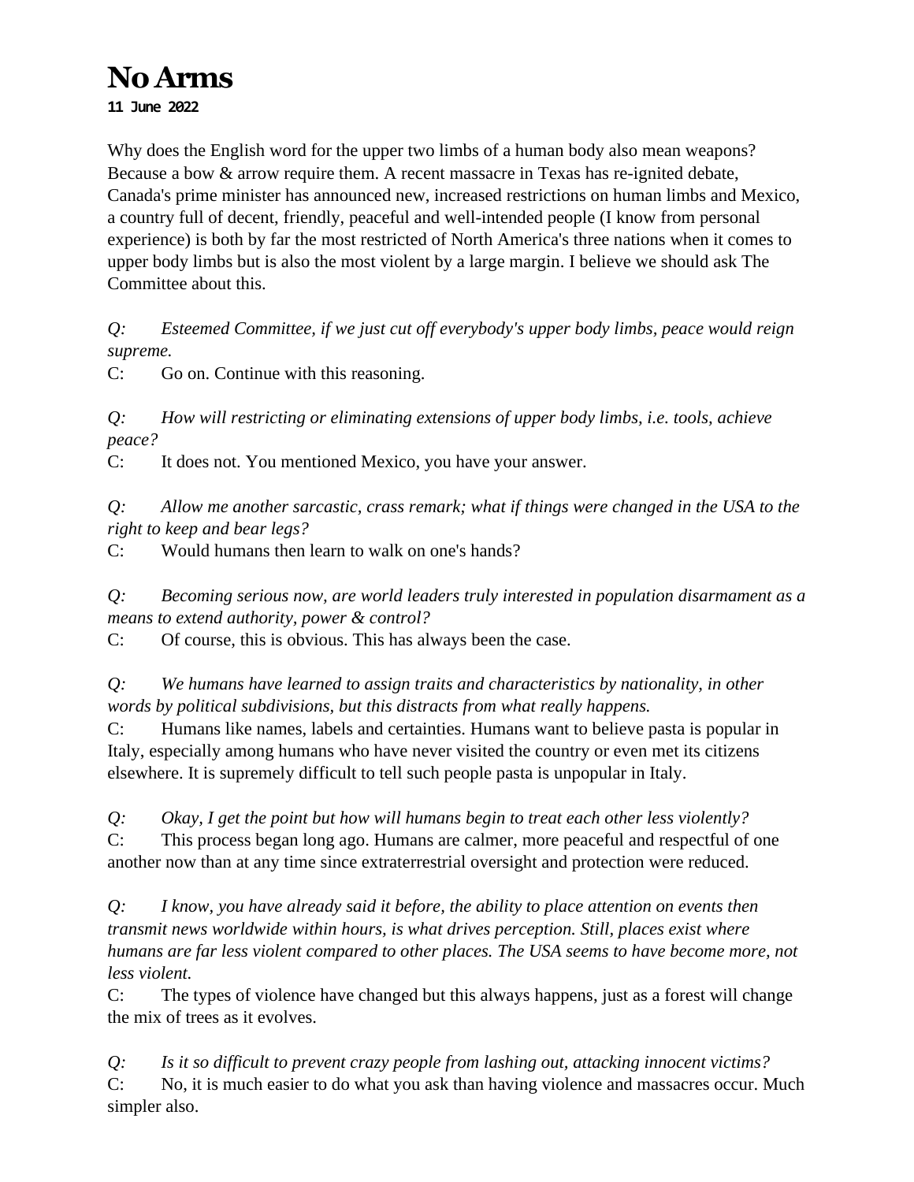# No Arms

**11 June 2022**

Why does the English word for the upper two limbs of a human body also mean weapons? Because a bow & arrow require them. A recent massacre in Texas has re-ignited debate, Canada's prime minister has announced new, increased restrictions on human limbs and Mexico, a country full of decent, friendly, peaceful and well-intended people (I know from personal experience) is both by far the most restricted of North America's three nations when it comes to upper body limbs but is also the most violent by a large margin. I believe we should ask The Committee about this.

*Q: Esteemed Committee, if we just cut off everybody's upper body limbs, peace would reign supreme.*
C: Go on. Continue with this reasoning.

*Q: How will restricting or eliminating extensions of upper body limbs, i.e. tools, achieve peace?*
C: It does not. You mentioned Mexico, you have your answer.

*Q: Allow me another sarcastic, crass remark; what if things were changed in the USA to the right to keep and bear legs?*
C: Would humans then learn to walk on one's hands?

*Q: Becoming serious now, are world leaders truly interested in population disarmament as a means to extend authority, power & control?*
C: Of course, this is obvious. This has always been the case.

*Q: We humans have learned to assign traits and characteristics by nationality, in other words by political subdivisions, but this distracts from what really happens.*
C: Humans like names, labels and certainties. Humans want to believe pasta is popular in Italy, especially among humans who have never visited the country or even met its citizens elsewhere. It is supremely difficult to tell such people pasta is unpopular in Italy.

*Q: Okay, I get the point but how will humans begin to treat each other less violently?*
C: This process began long ago. Humans are calmer, more peaceful and respectful of one another now than at any time since extraterrestrial oversight and protection were reduced.

*Q: I know, you have already said it before, the ability to place attention on events then transmit news worldwide within hours, is what drives perception. Still, places exist where humans are far less violent compared to other places. The USA seems to have become more, not less violent.*
C: The types of violence have changed but this always happens, just as a forest will change the mix of trees as it evolves.

*Q: Is it so difficult to prevent crazy people from lashing out, attacking innocent victims?*
C: No, it is much easier to do what you ask than having violence and massacres occur. Much simpler also.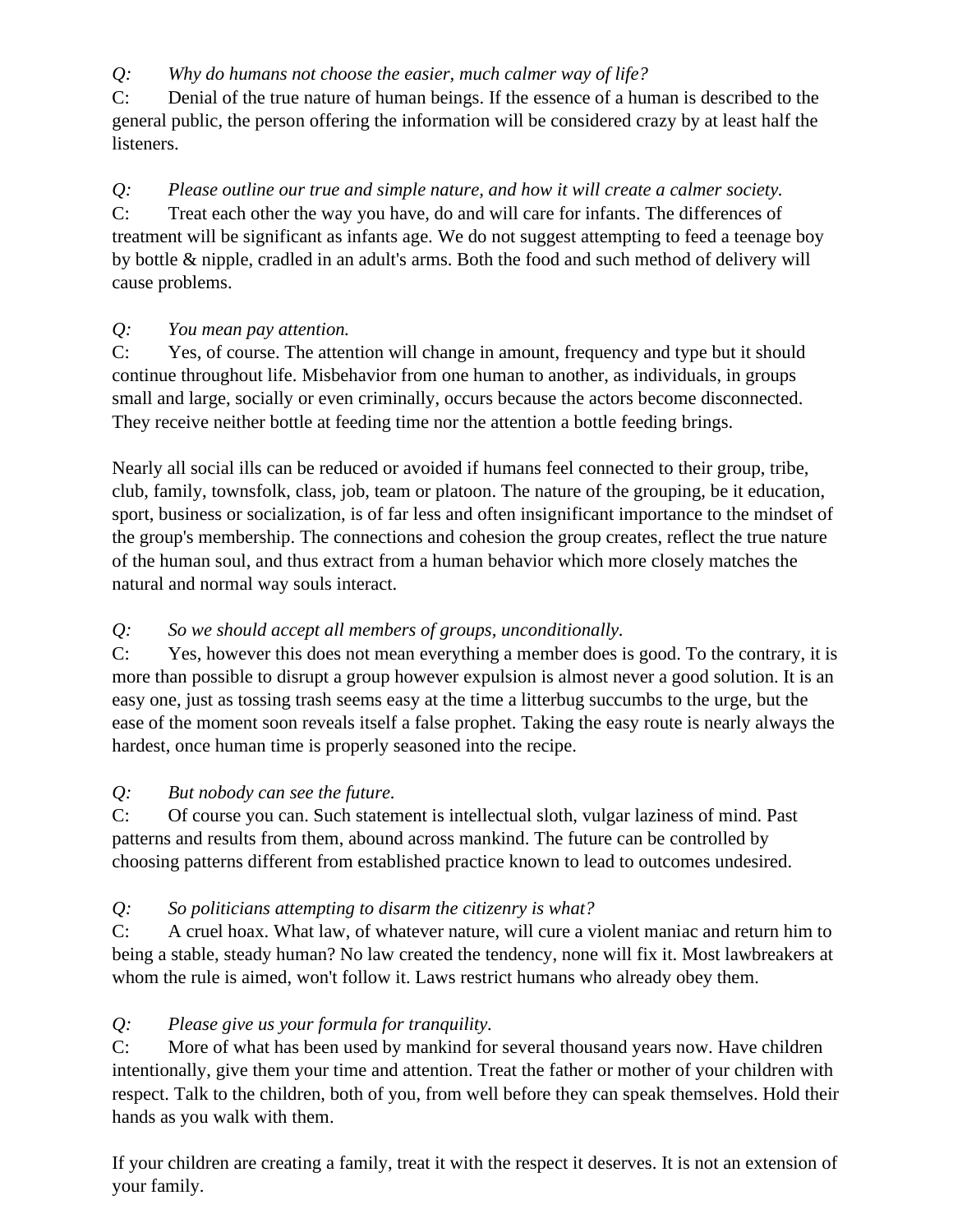*Q: Why do humans not choose the easier, much calmer way of life?*

C: Denial of the true nature of human beings. If the essence of a human is described to the general public, the person offering the information will be considered crazy by at least half the listeners.

*Q: Please outline our true and simple nature, and how it will create a calmer society.*

C: Treat each other the way you have, do and will care for infants. The differences of treatment will be significant as infants age. We do not suggest attempting to feed a teenage boy by bottle & nipple, cradled in an adult's arms. Both the food and such method of delivery will cause problems.

*Q: You mean pay attention.*

C: Yes, of course. The attention will change in amount, frequency and type but it should continue throughout life. Misbehavior from one human to another, as individuals, in groups small and large, socially or even criminally, occurs because the actors become disconnected. They receive neither bottle at feeding time nor the attention a bottle feeding brings.

Nearly all social ills can be reduced or avoided if humans feel connected to their group, tribe, club, family, townsfolk, class, job, team or platoon. The nature of the grouping, be it education, sport, business or socialization, is of far less and often insignificant importance to the mindset of the group's membership. The connections and cohesion the group creates, reflect the true nature of the human soul, and thus extract from a human behavior which more closely matches the natural and normal way souls interact.

*Q: So we should accept all members of groups, unconditionally.*

C: Yes, however this does not mean everything a member does is good. To the contrary, it is more than possible to disrupt a group however expulsion is almost never a good solution. It is an easy one, just as tossing trash seems easy at the time a litterbug succumbs to the urge, but the ease of the moment soon reveals itself a false prophet. Taking the easy route is nearly always the hardest, once human time is properly seasoned into the recipe.

*Q: But nobody can see the future.*

C: Of course you can. Such statement is intellectual sloth, vulgar laziness of mind. Past patterns and results from them, abound across mankind. The future can be controlled by choosing patterns different from established practice known to lead to outcomes undesired.

*Q: So politicians attempting to disarm the citizenry is what?*

C: A cruel hoax. What law, of whatever nature, will cure a violent maniac and return him to being a stable, steady human? No law created the tendency, none will fix it. Most lawbreakers at whom the rule is aimed, won't follow it. Laws restrict humans who already obey them.

*Q: Please give us your formula for tranquility.*

C: More of what has been used by mankind for several thousand years now. Have children intentionally, give them your time and attention. Treat the father or mother of your children with respect. Talk to the children, both of you, from well before they can speak themselves. Hold their hands as you walk with them.

If your children are creating a family, treat it with the respect it deserves. It is not an extension of your family.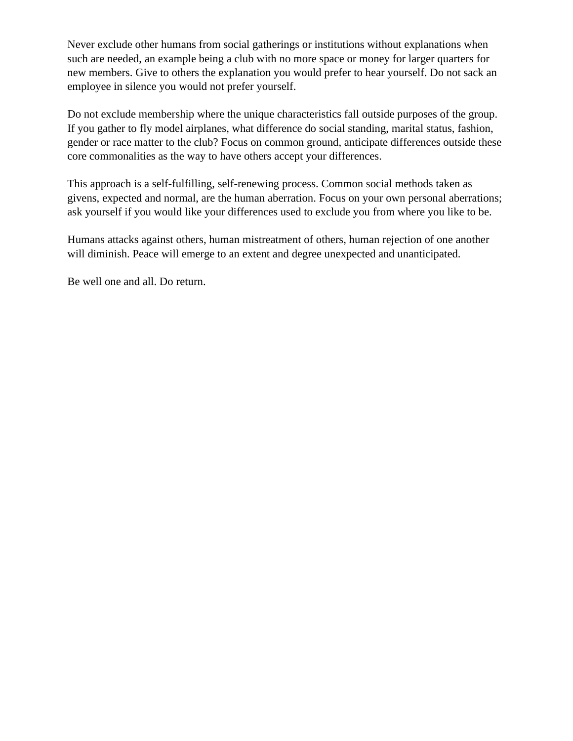Never exclude other humans from social gatherings or institutions without explanations when such are needed, an example being a club with no more space or money for larger quarters for new members. Give to others the explanation you would prefer to hear yourself. Do not sack an employee in silence you would not prefer yourself.

Do not exclude membership where the unique characteristics fall outside purposes of the group. If you gather to fly model airplanes, what difference do social standing, marital status, fashion, gender or race matter to the club? Focus on common ground, anticipate differences outside these core commonalities as the way to have others accept your differences.

This approach is a self-fulfilling, self-renewing process. Common social methods taken as givens, expected and normal, are the human aberration. Focus on your own personal aberrations; ask yourself if you would like your differences used to exclude you from where you like to be.

Humans attacks against others, human mistreatment of others, human rejection of one another will diminish. Peace will emerge to an extent and degree unexpected and unanticipated.

Be well one and all. Do return.